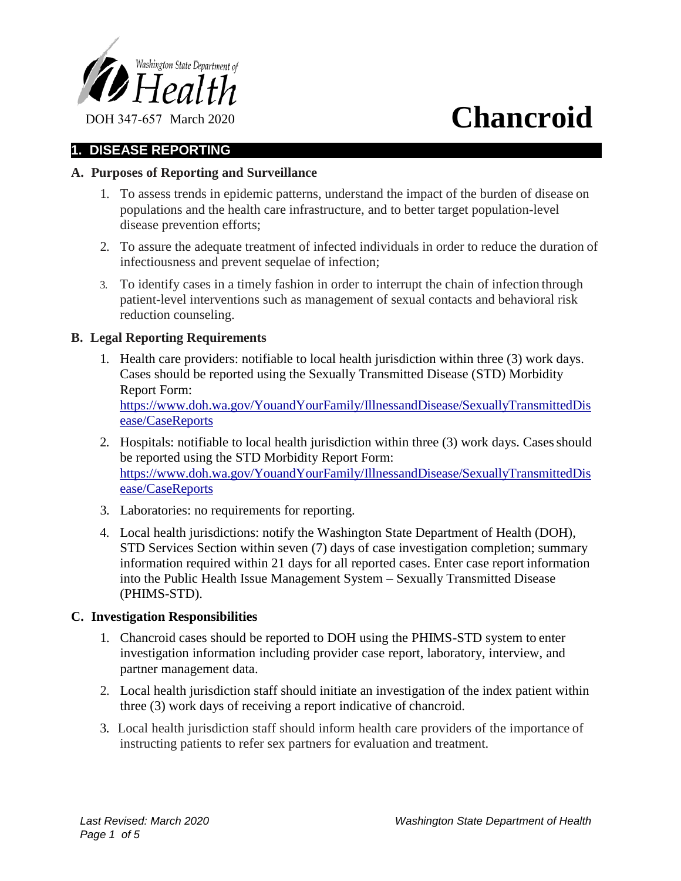Washington State Department of Health

DOH 347-657 March 2020

# Chancroid

## 1. DISEASE REPORTING

### A. Purposes of Reporting and Surveillance

1. To assess trends in epidemic patterns, understand the impact of the burden of disease on populations and the health care infrastructure, and to better target population-level disease prevention efforts;
2. To assure the adequate treatment of infected individuals in order to reduce the duration of infectiousness and prevent sequelae of infection;
3. To identify cases in a timely fashion in order to interrupt the chain of infection through patient-level interventions such as management of sexual contacts and behavioral risk reduction counseling.

### B. Legal Reporting Requirements

1. Health care providers: notifiable to local health jurisdiction within three (3) work days. Cases should be reported using the Sexually Transmitted Disease (STD) Morbidity Report Form: https://www.doh.wa.gov/YouandYourFamily/IllnessandDisease/SexuallyTransmittedDisease/CaseReports
2. Hospitals: notifiable to local health jurisdiction within three (3) work days. Cases should be reported using the STD Morbidity Report Form: https://www.doh.wa.gov/YouandYourFamily/IllnessandDisease/SexuallyTransmittedDisease/CaseReports
3. Laboratories: no requirements for reporting.
4. Local health jurisdictions: notify the Washington State Department of Health (DOH), STD Services Section within seven (7) days of case investigation completion; summary information required within 21 days for all reported cases. Enter case report information into the Public Health Issue Management System – Sexually Transmitted Disease (PHIMS-STD).

### C. Investigation Responsibilities

1. Chancroid cases should be reported to DOH using the PHIMS-STD system to enter investigation information including provider case report, laboratory, interview, and partner management data.
2. Local health jurisdiction staff should initiate an investigation of the index patient within three (3) work days of receiving a report indicative of chancroid.
3. Local health jurisdiction staff should inform health care providers of the importance of instructing patients to refer sex partners for evaluation and treatment.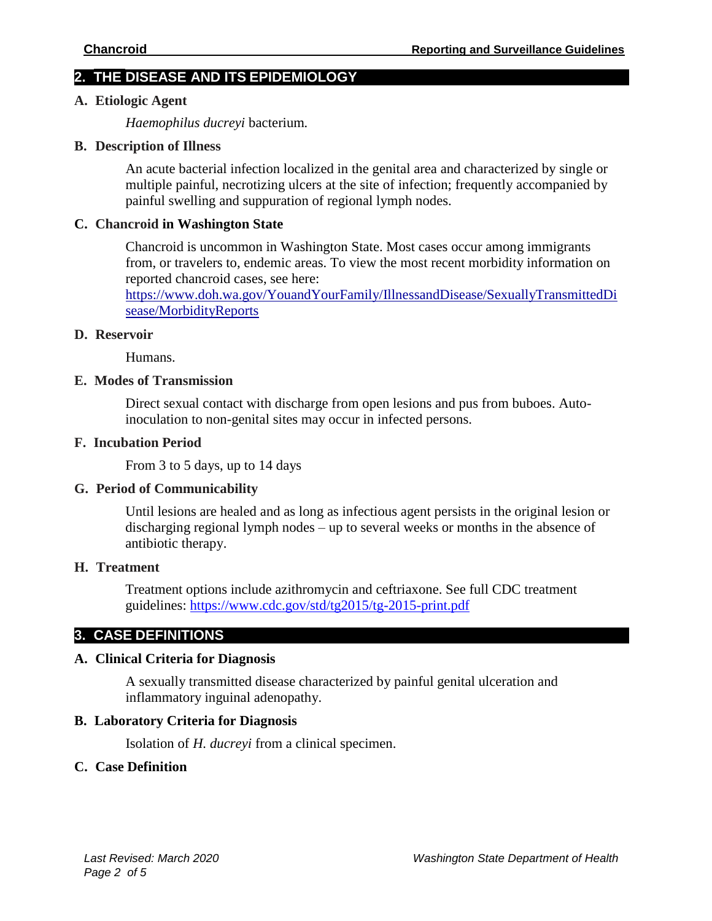## 2. THE DISEASE AND ITS EPIDEMIOLOGY

### A. Etiologic Agent

*Haemophilus ducreyi* bacterium.

### B. Description of Illness

An acute bacterial infection localized in the genital area and characterized by single or multiple painful, necrotizing ulcers at the site of infection; frequently accompanied by painful swelling and suppuration of regional lymph nodes.

### C. Chancroid in Washington State

Chancroid is uncommon in Washington State. Most cases occur among immigrants from, or travelers to, endemic areas. To view the most recent morbidity information on reported chancroid cases, see here: [https://www.doh.wa.gov/YouandYourFamily/IllnessandDisease/SexuallyTransmittedDisease/MorbidityReports](https://www.doh.wa.gov/YouandYourFamily/IllnessandDisease/SexuallyTransmittedDisease/MorbidityReports)

### D. Reservoir

Humans.

### E. Modes of Transmission

Direct sexual contact with discharge from open lesions and pus from buboes. Auto-inoculation to non-genital sites may occur in infected persons.

### F. Incubation Period

From 3 to 5 days, up to 14 days

### G. Period of Communicability

Until lesions are healed and as long as infectious agent persists in the original lesion or discharging regional lymph nodes – up to several weeks or months in the absence of antibiotic therapy.

### H. Treatment

Treatment options include azithromycin and ceftriaxone. See full CDC treatment guidelines: [https://www.cdc.gov/std/tg2015/tg-2015-print.pdf](https://www.cdc.gov/std/tg2015/tg-2015-print.pdf)

## 3. CASE DEFINITIONS

### A. Clinical Criteria for Diagnosis

A sexually transmitted disease characterized by painful genital ulceration and inflammatory inguinal adenopathy.

### B. Laboratory Criteria for Diagnosis

Isolation of *H. ducreyi* from a clinical specimen.

### C. Case Definition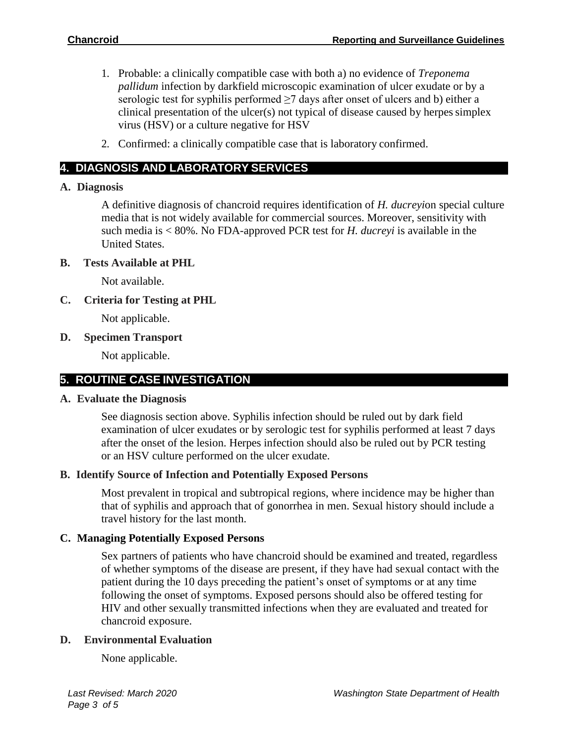1. Probable: a clinically compatible case with both a) no evidence of *Treponema pallidum* infection by darkfield microscopic examination of ulcer exudate or by a serologic test for syphilis performed ≥7 days after onset of ulcers and b) either a clinical presentation of the ulcer(s) not typical of disease caused by herpes simplex virus (HSV) or a culture negative for HSV

2. Confirmed: a clinically compatible case that is laboratory confirmed.

## 4. DIAGNOSIS AND LABORATORY SERVICES

### A. Diagnosis

A definitive diagnosis of chancroid requires identification of *H. ducreyi*on special culture media that is not widely available for commercial sources. Moreover, sensitivity with such media is < 80%. No FDA-approved PCR test for *H. ducreyi* is available in the United States.

### B. Tests Available at PHL

Not available.

### C. Criteria for Testing at PHL

Not applicable.

### D. Specimen Transport

Not applicable.

## 5. ROUTINE CASE INVESTIGATION

### A. Evaluate the Diagnosis

See diagnosis section above. Syphilis infection should be ruled out by dark field examination of ulcer exudates or by serologic test for syphilis performed at least 7 days after the onset of the lesion. Herpes infection should also be ruled out by PCR testing or an HSV culture performed on the ulcer exudate.

### B. Identify Source of Infection and Potentially Exposed Persons

Most prevalent in tropical and subtropical regions, where incidence may be higher than that of syphilis and approach that of gonorrhea in men. Sexual history should include a travel history for the last month.

### C. Managing Potentially Exposed Persons

Sex partners of patients who have chancroid should be examined and treated, regardless of whether symptoms of the disease are present, if they have had sexual contact with the patient during the 10 days preceding the patient's onset of symptoms or at any time following the onset of symptoms. Exposed persons should also be offered testing for HIV and other sexually transmitted infections when they are evaluated and treated for chancroid exposure.

### D. Environmental Evaluation

None applicable.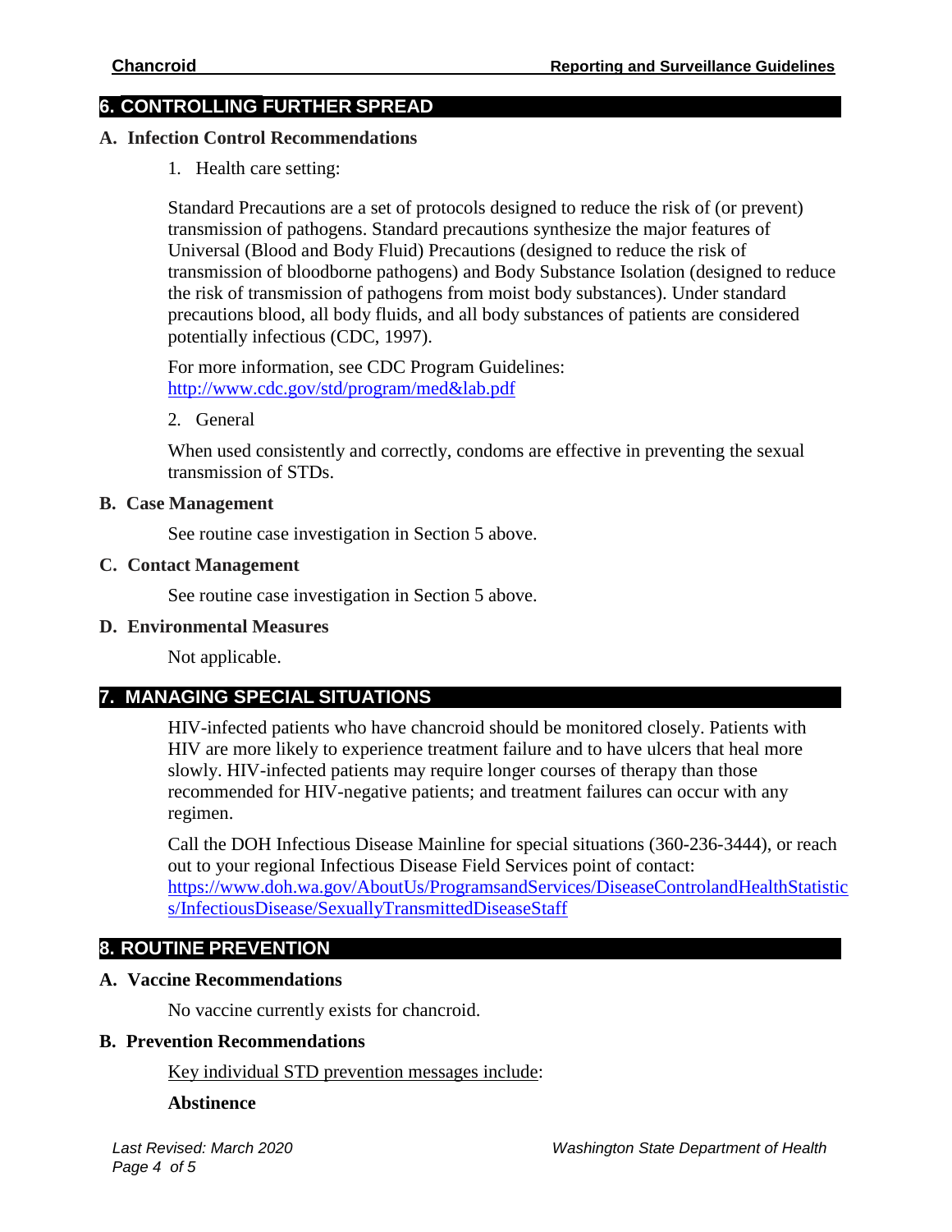## 6. CONTROLLING FURTHER SPREAD

### A. Infection Control Recommendations

1. Health care setting:

Standard Precautions are a set of protocols designed to reduce the risk of (or prevent) transmission of pathogens. Standard precautions synthesize the major features of Universal (Blood and Body Fluid) Precautions (designed to reduce the risk of transmission of bloodborne pathogens) and Body Substance Isolation (designed to reduce the risk of transmission of pathogens from moist body substances). Under standard precautions blood, all body fluids, and all body substances of patients are considered potentially infectious (CDC, 1997).

For more information, see CDC Program Guidelines: http://www.cdc.gov/std/program/med&lab.pdf

2. General

When used consistently and correctly, condoms are effective in preventing the sexual transmission of STDs.

### B. Case Management

See routine case investigation in Section 5 above.

### C. Contact Management

See routine case investigation in Section 5 above.

### D. Environmental Measures

Not applicable.

## 7. MANAGING SPECIAL SITUATIONS

HIV-infected patients who have chancroid should be monitored closely. Patients with HIV are more likely to experience treatment failure and to have ulcers that heal more slowly. HIV-infected patients may require longer courses of therapy than those recommended for HIV-negative patients; and treatment failures can occur with any regimen.

Call the DOH Infectious Disease Mainline for special situations (360-236-3444), or reach out to your regional Infectious Disease Field Services point of contact: https://www.doh.wa.gov/AboutUs/ProgramsandServices/DiseaseControlandHealthStatistics/InfectiousDisease/SexuallyTransmittedDiseaseStaff

## 8. ROUTINE PREVENTION

### A. Vaccine Recommendations

No vaccine currently exists for chancroid.

### B. Prevention Recommendations

Key individual STD prevention messages include:

**Abstinence**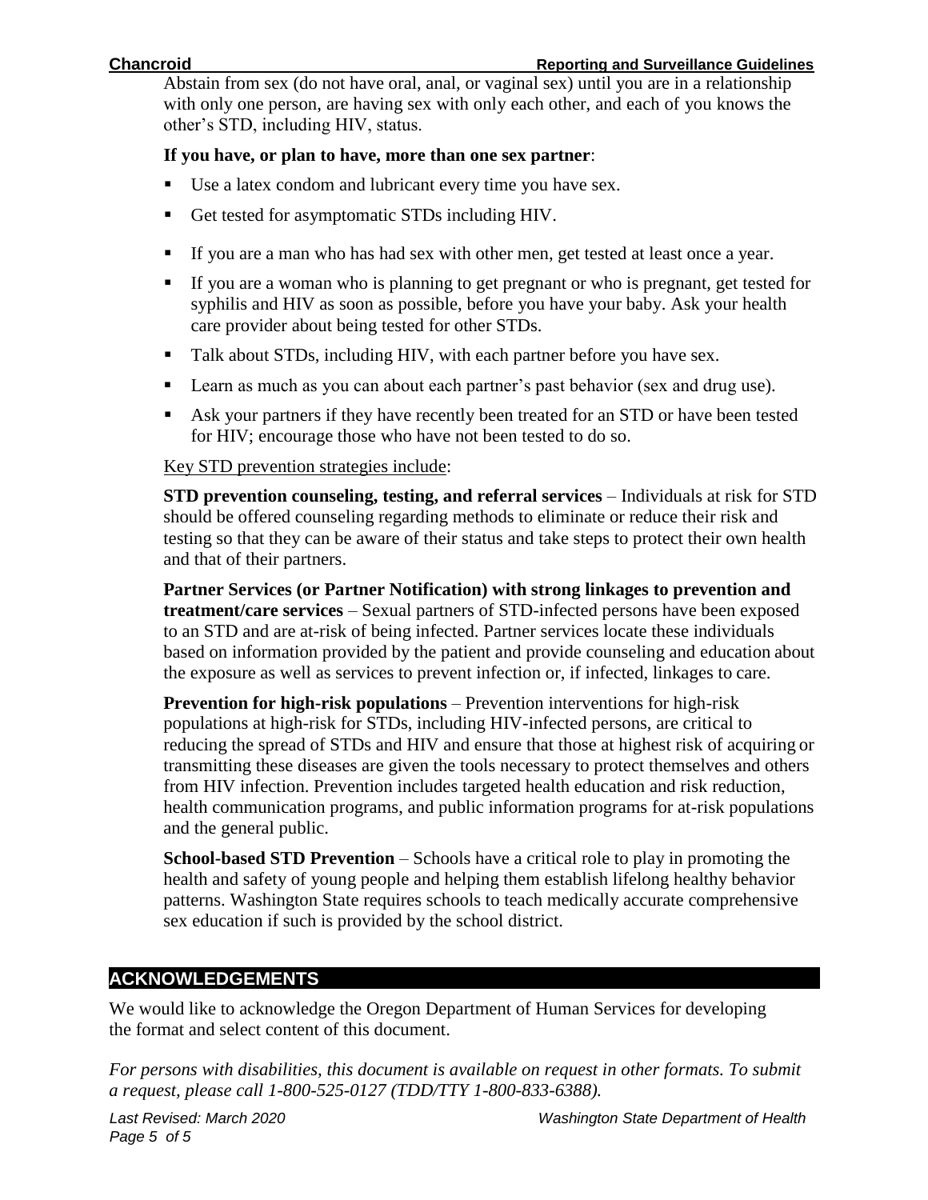Abstain from sex (do not have oral, anal, or vaginal sex) until you are in a relationship with only one person, are having sex with only each other, and each of you knows the other's STD, including HIV, status.

**If you have, or plan to have, more than one sex partner**:

- Use a latex condom and lubricant every time you have sex.
- Get tested for asymptomatic STDs including HIV.
- If you are a man who has had sex with other men, get tested at least once a year.
- If you are a woman who is planning to get pregnant or who is pregnant, get tested for syphilis and HIV as soon as possible, before you have your baby. Ask your health care provider about being tested for other STDs.
- Talk about STDs, including HIV, with each partner before you have sex.
- Learn as much as you can about each partner's past behavior (sex and drug use).
- Ask your partners if they have recently been treated for an STD or have been tested for HIV; encourage those who have not been tested to do so.

<u>Key STD prevention strategies include</u>:

**STD prevention counseling, testing, and referral services** – Individuals at risk for STD should be offered counseling regarding methods to eliminate or reduce their risk and testing so that they can be aware of their status and take steps to protect their own health and that of their partners.

**Partner Services (or Partner Notification) with strong linkages to prevention and treatment/care services** – Sexual partners of STD-infected persons have been exposed to an STD and are at-risk of being infected. Partner services locate these individuals based on information provided by the patient and provide counseling and education about the exposure as well as services to prevent infection or, if infected, linkages to care.

**Prevention for high-risk populations** – Prevention interventions for high-risk populations at high-risk for STDs, including HIV-infected persons, are critical to reducing the spread of STDs and HIV and ensure that those at highest risk of acquiring or transmitting these diseases are given the tools necessary to protect themselves and others from HIV infection. Prevention includes targeted health education and risk reduction, health communication programs, and public information programs for at-risk populations and the general public.

**School-based STD Prevention** – Schools have a critical role to play in promoting the health and safety of young people and helping them establish lifelong healthy behavior patterns. Washington State requires schools to teach medically accurate comprehensive sex education if such is provided by the school district.

## ACKNOWLEDGEMENTS

We would like to acknowledge the Oregon Department of Human Services for developing the format and select content of this document.

*For persons with disabilities, this document is available on request in other formats. To submit a request, please call 1-800-525-0127 (TDD/TTY 1-800-833-6388).*

*Last Revised: March 2020*